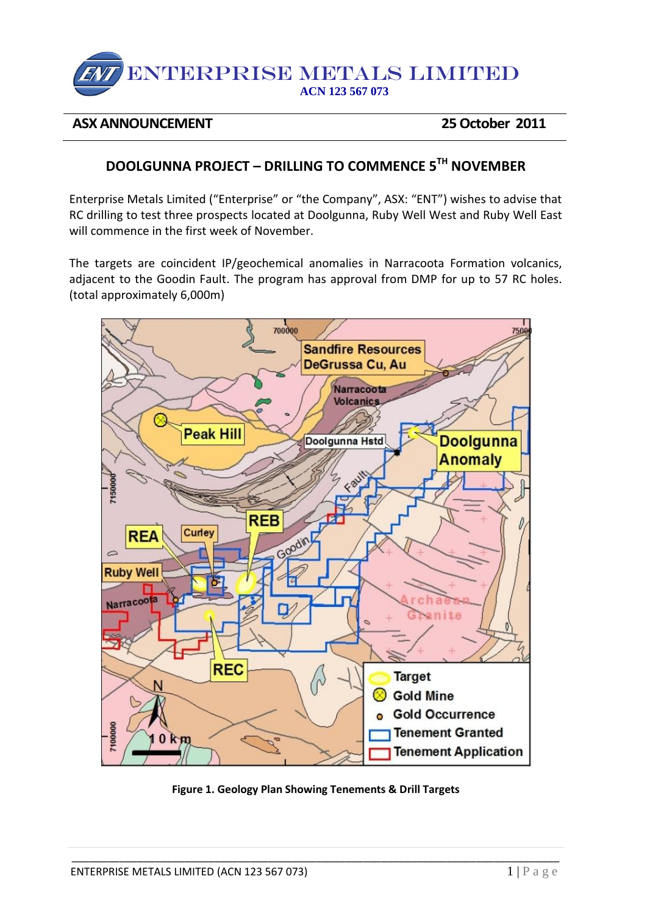# ENTERPRISE METALS LIMITED

**ACN 123 567 073**

**ASX ANNOUNCEMENT** **25 October 2011**

## DOOLGUNNA PROJECT – DRILLING TO COMMENCE 5TH NOVEMBER

Enterprise Metals Limited ("Enterprise" or "the Company", ASX: "ENT") wishes to advise that RC drilling to test three prospects located at Doolgunna, Ruby Well West and Ruby Well East will commence in the first week of November.

The targets are coincident IP/geochemical anomalies in Narracoota Formation volcanics, adjacent to the Goodin Fault. The program has approval from DMP for up to 57 RC holes. (total approximately 6,000m)

**Figure 1. Geology Plan Showing Tenements & Drill Targets**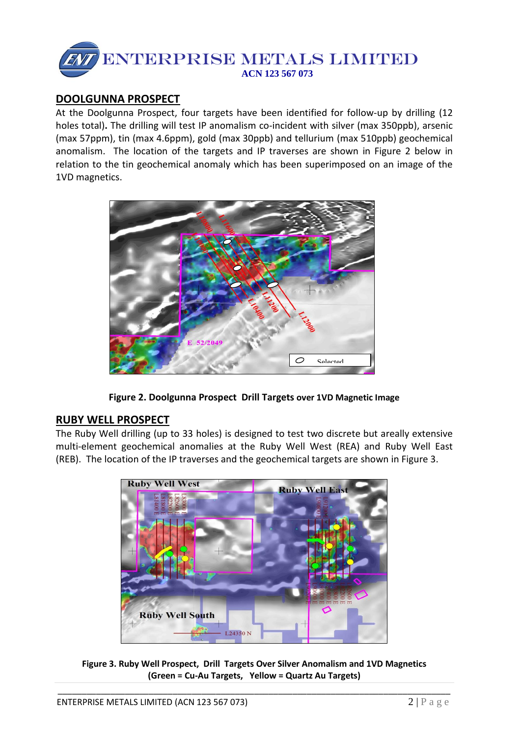## DOOLGUNNA PROSPECT

At the Doolgunna Prospect, four targets have been identified for follow-up by drilling (12 holes total). The drilling will test IP anomalism co-incident with silver (max 350ppb), arsenic (max 57ppm), tin (max 4.6ppm), gold (max 30ppb) and tellurium (max 510ppb) geochemical anomalism. The location of the targets and IP traverses are shown in Figure 2 below in relation to the tin geochemical anomaly which has been superimposed on an image of the 1VD magnetics.

**Figure 2. Doolgunna Prospect Drill Targets over 1VD Magnetic Image**

## RUBY WELL PROSPECT

The Ruby Well drilling (up to 33 holes) is designed to test two discrete but areally extensive multi-element geochemical anomalies at the Ruby Well West (REA) and Ruby Well East (REB). The location of the IP traverses and the geochemical targets are shown in Figure 3.

**Figure 3. Ruby Well Prospect, Drill Targets Over Silver Anomalism and 1VD Magnetics (Green = Cu-Au Targets, Yellow = Quartz Au Targets)**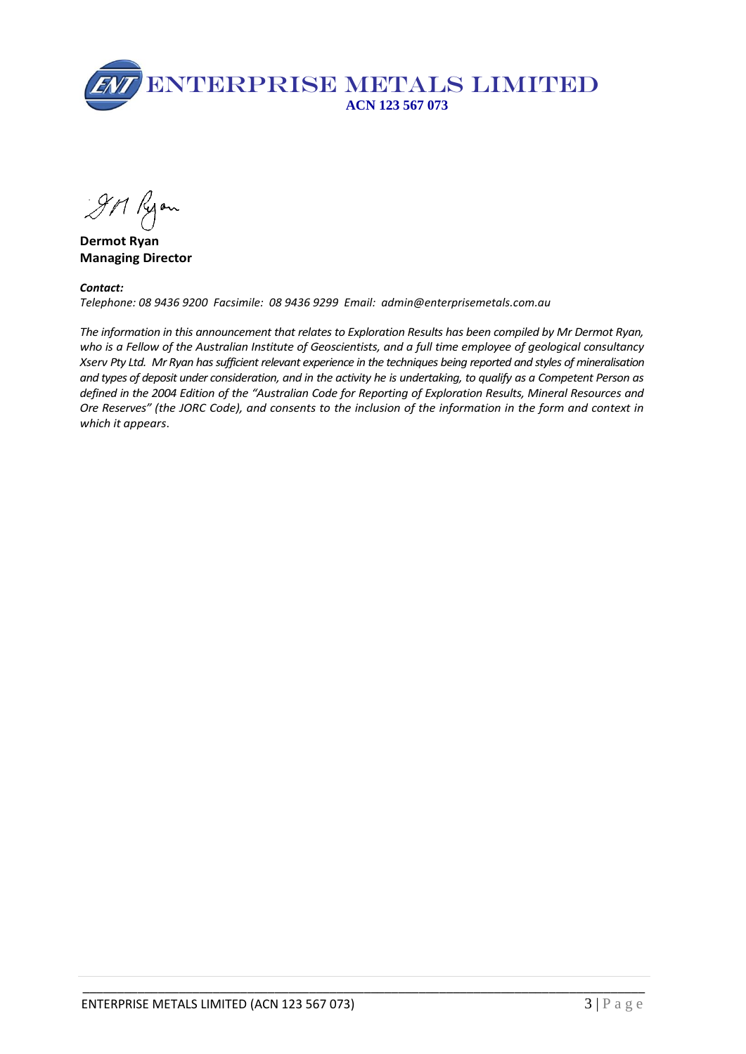**Dermot Ryan**
**Managing Director**

***Contact:***
*Telephone: 08 9436 9200 Facsimile: 08 9436 9299 Email: admin@enterprisemetals.com.au*

*The information in this announcement that relates to Exploration Results has been compiled by Mr Dermot Ryan, who is a Fellow of the Australian Institute of Geoscientists, and a full time employee of geological consultancy Xserv Pty Ltd. Mr Ryan has sufficient relevant experience in the techniques being reported and styles of mineralisation and types of deposit under consideration, and in the activity he is undertaking, to qualify as a Competent Person as defined in the 2004 Edition of the "Australian Code for Reporting of Exploration Results, Mineral Resources and Ore Reserves" (the JORC Code), and consents to the inclusion of the information in the form and context in which it appears.*